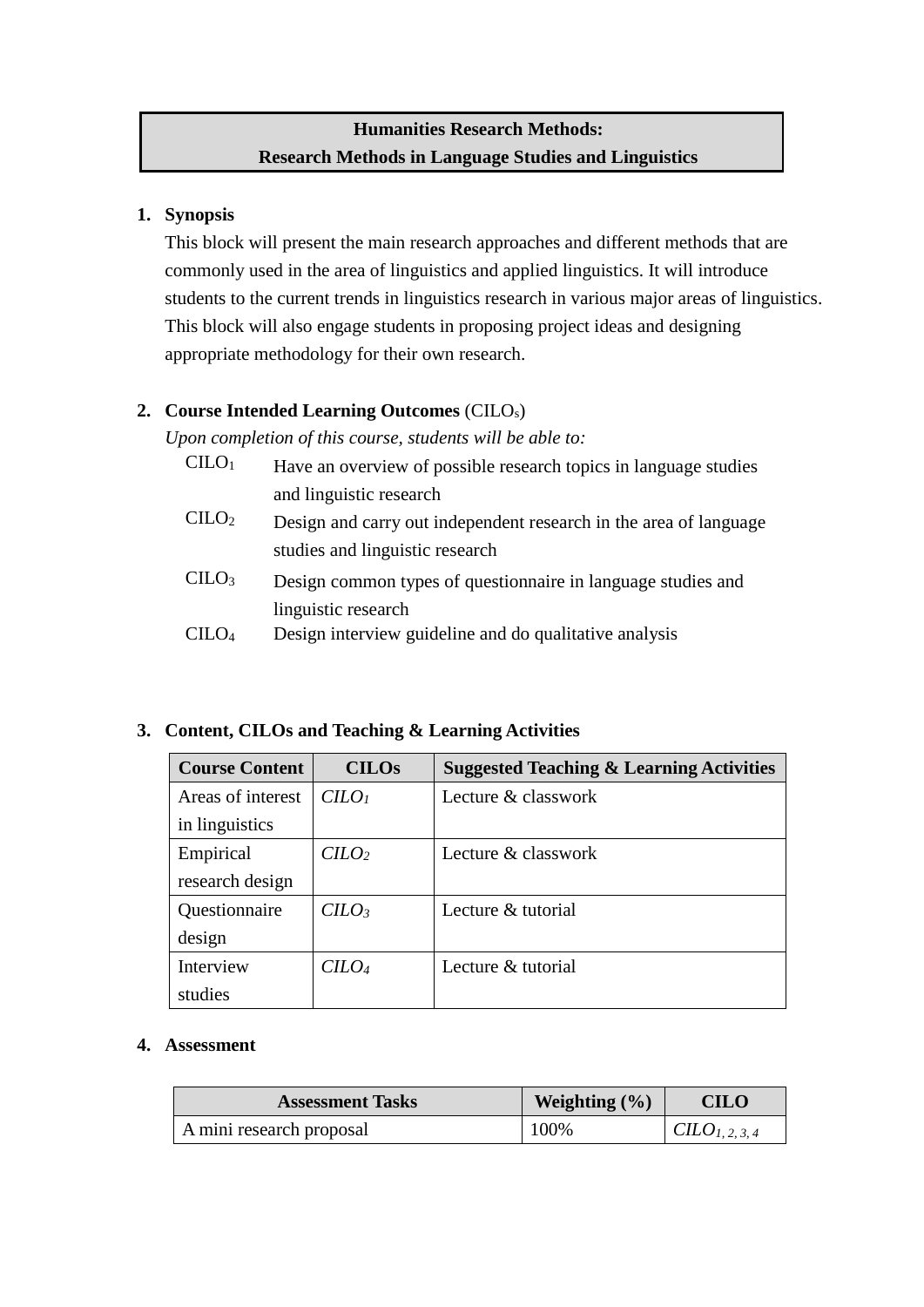# Humanities Research Methods: Research Methods in Language Studies and Linguistics

## 1. Synopsis

This block will present the main research approaches and different methods that are commonly used in the area of linguistics and applied linguistics. It will introduce students to the current trends in linguistics research in various major areas of linguistics. This block will also engage students in proposing project ideas and designing appropriate methodology for their own research.

## 2. Course Intended Learning Outcomes (CILOs)

*Upon completion of this course, students will be able to:*

- $CILO_1$ Have an overview of possible research topics in language studies and linguistic research
- $CILO_2$ Design and carry out independent research in the area of language studies and linguistic research
- $CILO_3$ Design common types of questionnaire in language studies and linguistic research
- $CILO_4$ Design interview guideline and do qualitative analysis

## 3. Content, CILOs and Teaching & Learning Activities

| Course Content | CILOs | Suggested Teaching & Learning Activities |
| --- | --- | --- |
| Areas of interest in linguistics | $CILO_1$ | Lecture & classwork |
| Empirical research design | $CILO_2$ | Lecture & classwork |
| Questionnaire design | $CILO_3$ | Lecture & tutorial |
| Interview studies | $CILO_4$ | Lecture & tutorial |

## 4. Assessment

| Assessment Tasks | Weighting (%) | CILO |
| --- | --- | --- |
| A mini research proposal | 100% | $CILO_{1, 2, 3, 4}$ |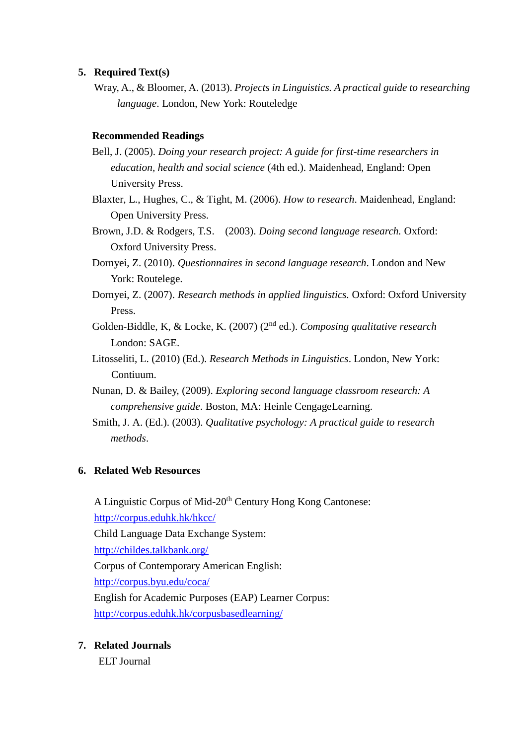## 5. Required Text(s)

Wray, A., & Bloomer, A. (2013). *Projects in Linguistics. A practical guide to researching language*. London, New York: Routeledge

**Recommended Readings**

Bell, J. (2005). *Doing your research project: A guide for first-time researchers in education, health and social science* (4th ed.). Maidenhead, England: Open University Press.

Blaxter, L., Hughes, C., & Tight, M. (2006). *How to research*. Maidenhead, England: Open University Press.

Brown, J.D. & Rodgers, T.S. (2003). *Doing second language research.* Oxford: Oxford University Press.

Dornyei, Z. (2010). *Questionnaires in second language research*. London and New York: Routelege.

Dornyei, Z. (2007). *Research methods in applied linguistics.* Oxford: Oxford University Press.

Golden-Biddle, K, & Locke, K. (2007) (2nd ed.). *Composing qualitative research* London: SAGE.

Litosseliti, L. (2010) (Ed.). *Research Methods in Linguistics*. London, New York: Contiuum.

Nunan, D. & Bailey, (2009). *Exploring second language classroom research: A comprehensive guide*. Boston, MA: Heinle CengageLearning.

Smith, J. A. (Ed.). (2003). *Qualitative psychology: A practical guide to research methods*.

## 6. Related Web Resources

A Linguistic Corpus of Mid-20th Century Hong Kong Cantonese:
http://corpus.eduhk.hk/hkcc/

Child Language Data Exchange System:
http://childes.talkbank.org/

Corpus of Contemporary American English:
http://corpus.byu.edu/coca/

English for Academic Purposes (EAP) Learner Corpus:
http://corpus.eduhk.hk/corpusbasedlearning/

## 7. Related Journals

ELT Journal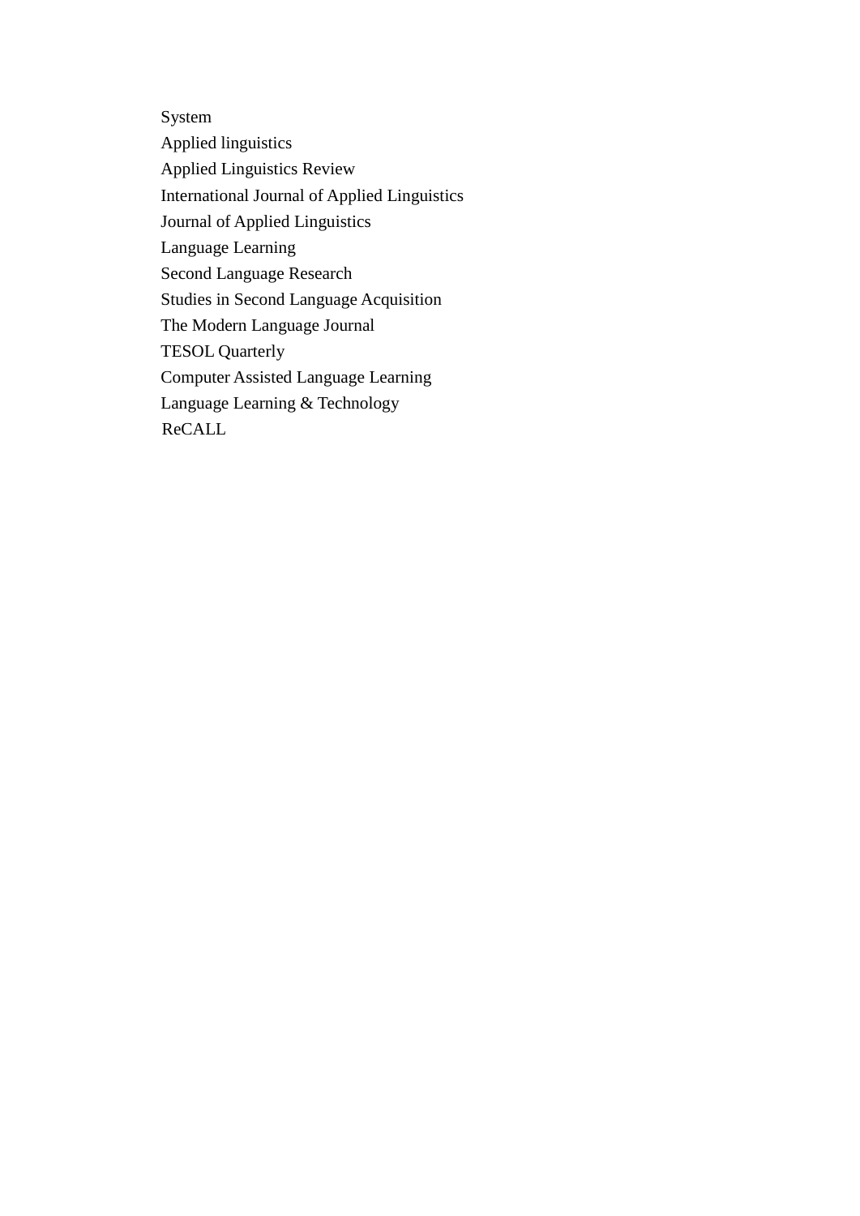System

Applied linguistics

Applied Linguistics Review

International Journal of Applied Linguistics

Journal of Applied Linguistics

Language Learning

Second Language Research

Studies in Second Language Acquisition

The Modern Language Journal

TESOL Quarterly

Computer Assisted Language Learning

Language Learning & Technology

ReCALL